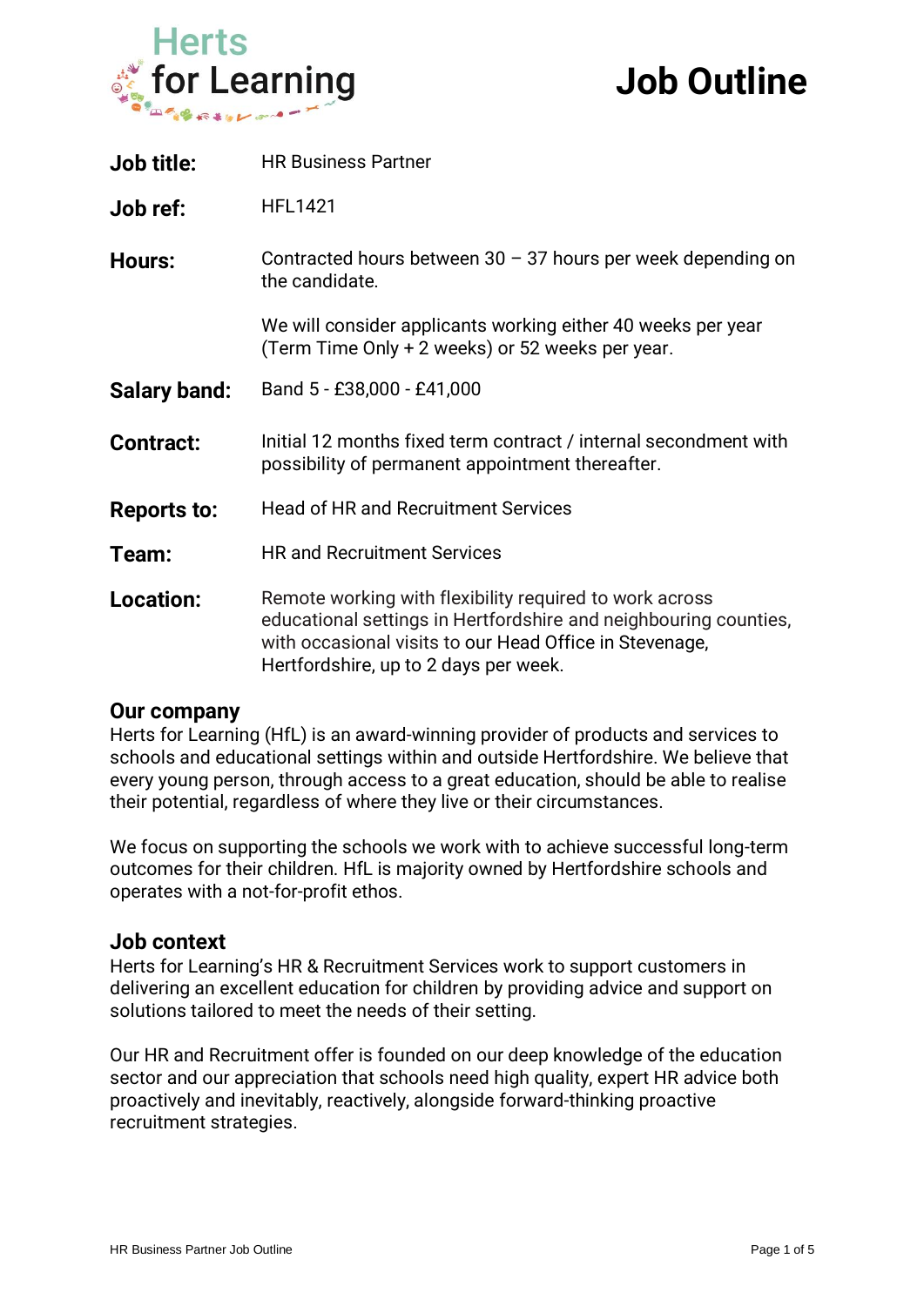Herts for Learning

# Job Outline

| | |
|---|---|
| **Job title:** | HR Business Partner |
| **Job ref:** | HFL1421 |
| **Hours:** | Contracted hours between 30 – 37 hours per week depending on the candidate.<br><br>We will consider applicants working either 40 weeks per year (Term Time Only + 2 weeks) or 52 weeks per year. |
| **Salary band:** | Band 5 - £38,000 - £41,000 |
| **Contract:** | Initial 12 months fixed term contract / internal secondment with possibility of permanent appointment thereafter. |
| **Reports to:** | Head of HR and Recruitment Services |
| **Team:** | HR and Recruitment Services |
| **Location:** | Remote working with flexibility required to work across educational settings in Hertfordshire and neighbouring counties, with occasional visits to our Head Office in Stevenage, Hertfordshire, up to 2 days per week. |

## Our company

Herts for Learning (HfL) is an award-winning provider of products and services to schools and educational settings within and outside Hertfordshire. We believe that every young person, through access to a great education, should be able to realise their potential, regardless of where they live or their circumstances.

We focus on supporting the schools we work with to achieve successful long-term outcomes for their children. HfL is majority owned by Hertfordshire schools and operates with a not-for-profit ethos.

## Job context

Herts for Learning's HR & Recruitment Services work to support customers in delivering an excellent education for children by providing advice and support on solutions tailored to meet the needs of their setting.

Our HR and Recruitment offer is founded on our deep knowledge of the education sector and our appreciation that schools need high quality, expert HR advice both proactively and inevitably, reactively, alongside forward-thinking proactive recruitment strategies.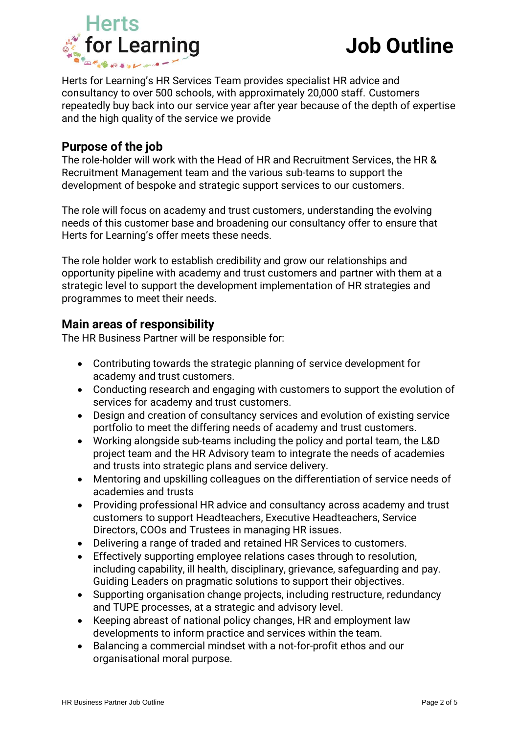Herts for Learning

# Job Outline

Herts for Learning's HR Services Team provides specialist HR advice and consultancy to over 500 schools, with approximately 20,000 staff. Customers repeatedly buy back into our service year after year because of the depth of expertise and the high quality of the service we provide

## Purpose of the job

The role-holder will work with the Head of HR and Recruitment Services, the HR & Recruitment Management team and the various sub-teams to support the development of bespoke and strategic support services to our customers.

The role will focus on academy and trust customers, understanding the evolving needs of this customer base and broadening our consultancy offer to ensure that Herts for Learning's offer meets these needs.

The role holder work to establish credibility and grow our relationships and opportunity pipeline with academy and trust customers and partner with them at a strategic level to support the development implementation of HR strategies and programmes to meet their needs.

## Main areas of responsibility

The HR Business Partner will be responsible for:

- Contributing towards the strategic planning of service development for academy and trust customers.
- Conducting research and engaging with customers to support the evolution of services for academy and trust customers.
- Design and creation of consultancy services and evolution of existing service portfolio to meet the differing needs of academy and trust customers.
- Working alongside sub-teams including the policy and portal team, the L&D project team and the HR Advisory team to integrate the needs of academies and trusts into strategic plans and service delivery.
- Mentoring and upskilling colleagues on the differentiation of service needs of academies and trusts
- Providing professional HR advice and consultancy across academy and trust customers to support Headteachers, Executive Headteachers, Service Directors, COOs and Trustees in managing HR issues.
- Delivering a range of traded and retained HR Services to customers.
- Effectively supporting employee relations cases through to resolution, including capability, ill health, disciplinary, grievance, safeguarding and pay. Guiding Leaders on pragmatic solutions to support their objectives.
- Supporting organisation change projects, including restructure, redundancy and TUPE processes, at a strategic and advisory level.
- Keeping abreast of national policy changes, HR and employment law developments to inform practice and services within the team.
- Balancing a commercial mindset with a not-for-profit ethos and our organisational moral purpose.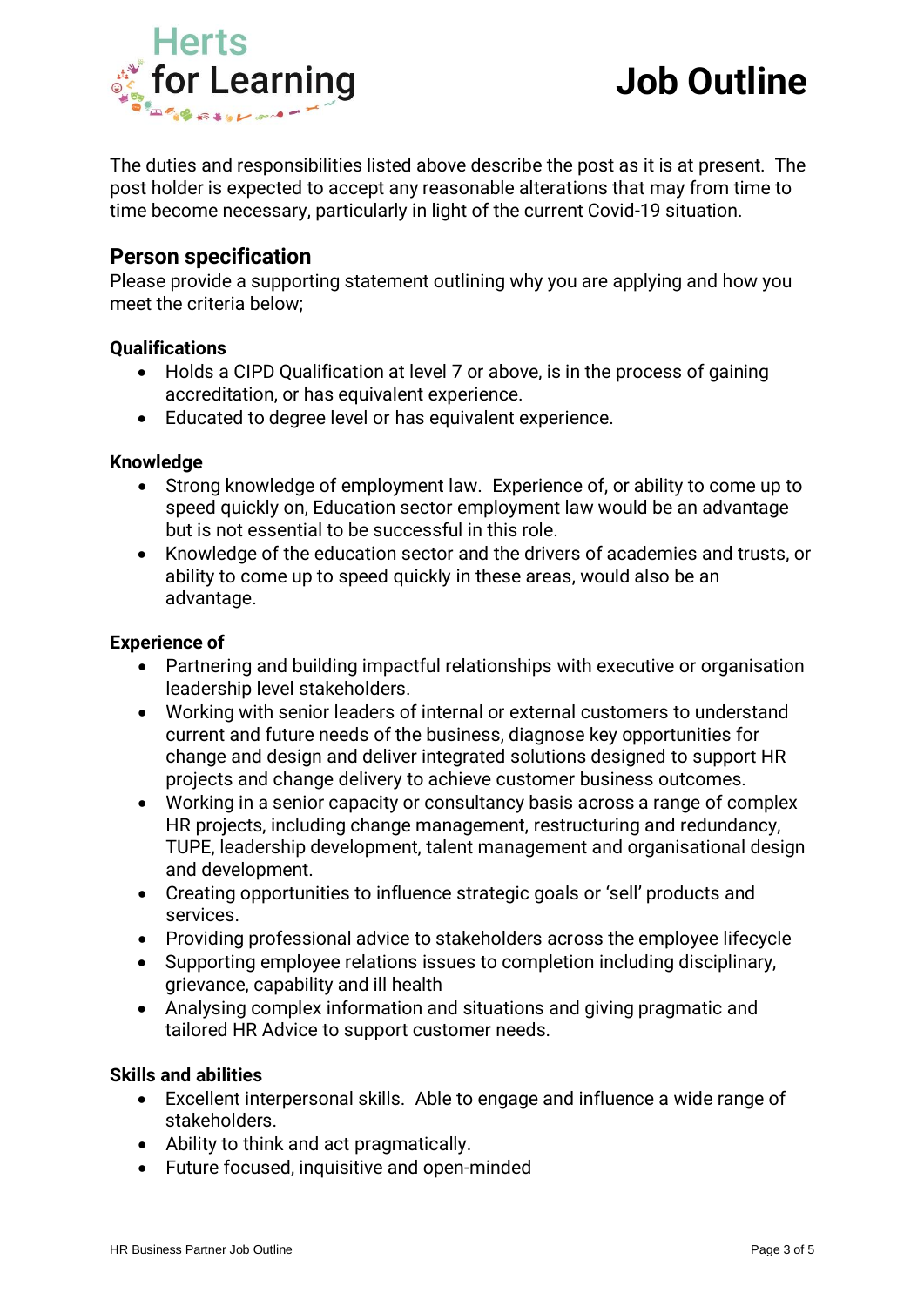The duties and responsibilities listed above describe the post as it is at present. The post holder is expected to accept any reasonable alterations that may from time to time become necessary, particularly in light of the current Covid-19 situation.

## Person specification

Please provide a supporting statement outlining why you are applying and how you meet the criteria below;

**Qualifications**

- Holds a CIPD Qualification at level 7 or above, is in the process of gaining accreditation, or has equivalent experience.
- Educated to degree level or has equivalent experience.

**Knowledge**

- Strong knowledge of employment law. Experience of, or ability to come up to speed quickly on, Education sector employment law would be an advantage but is not essential to be successful in this role.
- Knowledge of the education sector and the drivers of academies and trusts, or ability to come up to speed quickly in these areas, would also be an advantage.

**Experience of**

- Partnering and building impactful relationships with executive or organisation leadership level stakeholders.
- Working with senior leaders of internal or external customers to understand current and future needs of the business, diagnose key opportunities for change and design and deliver integrated solutions designed to support HR projects and change delivery to achieve customer business outcomes.
- Working in a senior capacity or consultancy basis across a range of complex HR projects, including change management, restructuring and redundancy, TUPE, leadership development, talent management and organisational design and development.
- Creating opportunities to influence strategic goals or 'sell' products and services.
- Providing professional advice to stakeholders across the employee lifecycle
- Supporting employee relations issues to completion including disciplinary, grievance, capability and ill health
- Analysing complex information and situations and giving pragmatic and tailored HR Advice to support customer needs.

**Skills and abilities**

- Excellent interpersonal skills. Able to engage and influence a wide range of stakeholders.
- Ability to think and act pragmatically.
- Future focused, inquisitive and open-minded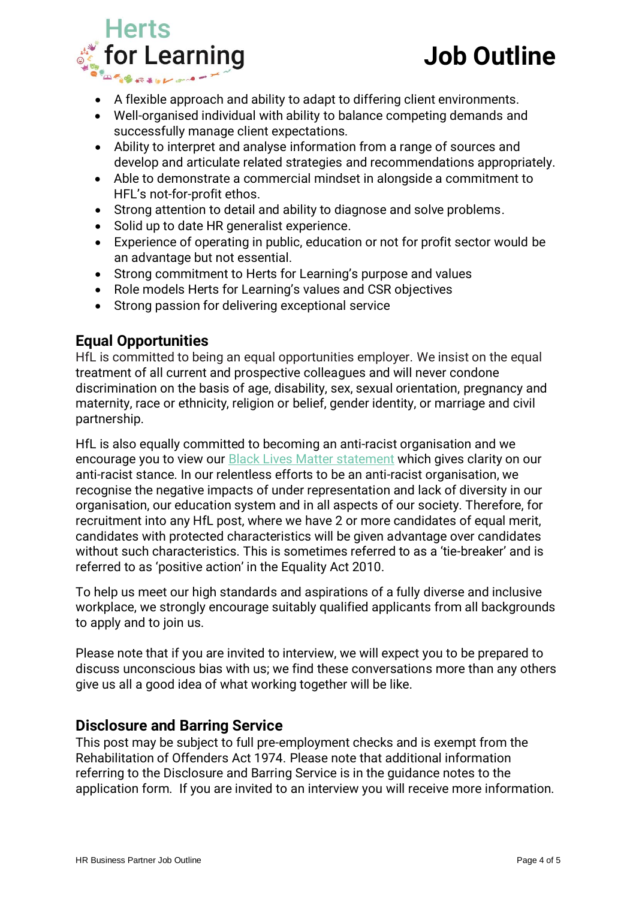- A flexible approach and ability to adapt to differing client environments.
- Well-organised individual with ability to balance competing demands and successfully manage client expectations.
- Ability to interpret and analyse information from a range of sources and develop and articulate related strategies and recommendations appropriately.
- Able to demonstrate a commercial mindset in alongside a commitment to HFL's not-for-profit ethos.
- Strong attention to detail and ability to diagnose and solve problems.
- Solid up to date HR generalist experience.
- Experience of operating in public, education or not for profit sector would be an advantage but not essential.
- Strong commitment to Herts for Learning's purpose and values
- Role models Herts for Learning's values and CSR objectives
- Strong passion for delivering exceptional service

## Equal Opportunities

HfL is committed to being an equal opportunities employer. We insist on the equal treatment of all current and prospective colleagues and will never condone discrimination on the basis of age, disability, sex, sexual orientation, pregnancy and maternity, race or ethnicity, religion or belief, gender identity, or marriage and civil partnership.

HfL is also equally committed to becoming an anti-racist organisation and we encourage you to view our Black Lives Matter statement which gives clarity on our anti-racist stance. In our relentless efforts to be an anti-racist organisation, we recognise the negative impacts of under representation and lack of diversity in our organisation, our education system and in all aspects of our society. Therefore, for recruitment into any HfL post, where we have 2 or more candidates of equal merit, candidates with protected characteristics will be given advantage over candidates without such characteristics. This is sometimes referred to as a 'tie-breaker' and is referred to as 'positive action' in the Equality Act 2010.

To help us meet our high standards and aspirations of a fully diverse and inclusive workplace, we strongly encourage suitably qualified applicants from all backgrounds to apply and to join us.

Please note that if you are invited to interview, we will expect you to be prepared to discuss unconscious bias with us; we find these conversations more than any others give us all a good idea of what working together will be like.

## Disclosure and Barring Service

This post may be subject to full pre-employment checks and is exempt from the Rehabilitation of Offenders Act 1974. Please note that additional information referring to the Disclosure and Barring Service is in the guidance notes to the application form. If you are invited to an interview you will receive more information.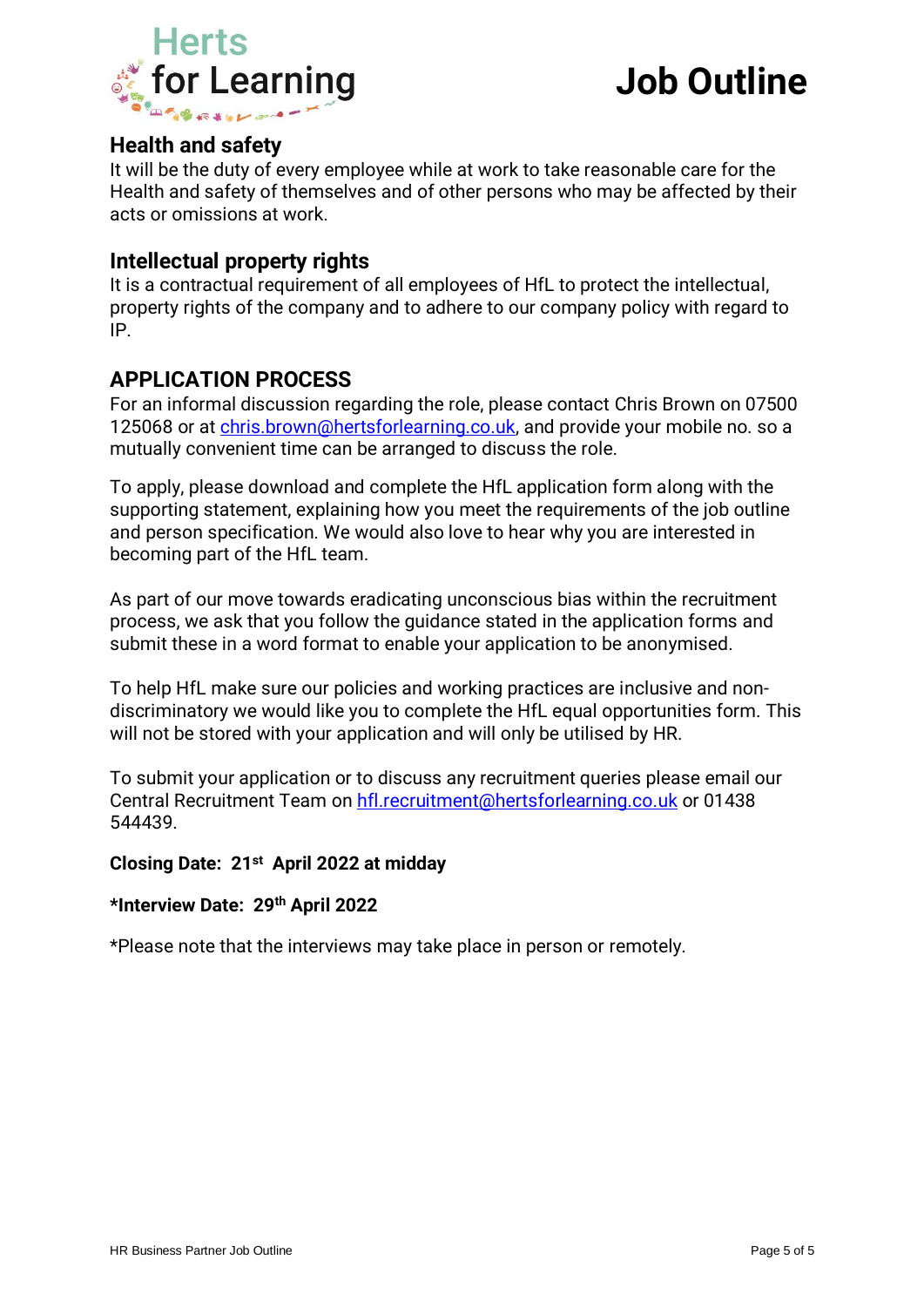## Health and safety

It will be the duty of every employee while at work to take reasonable care for the Health and safety of themselves and of other persons who may be affected by their acts or omissions at work.

## Intellectual property rights

It is a contractual requirement of all employees of HfL to protect the intellectual, property rights of the company and to adhere to our company policy with regard to IP.

## APPLICATION PROCESS

For an informal discussion regarding the role, please contact Chris Brown on 07500 125068 or at chris.brown@hertsforlearning.co.uk, and provide your mobile no. so a mutually convenient time can be arranged to discuss the role.

To apply, please download and complete the HfL application form along with the supporting statement, explaining how you meet the requirements of the job outline and person specification. We would also love to hear why you are interested in becoming part of the HfL team.

As part of our move towards eradicating unconscious bias within the recruitment process, we ask that you follow the guidance stated in the application forms and submit these in a word format to enable your application to be anonymised.

To help HfL make sure our policies and working practices are inclusive and non-discriminatory we would like you to complete the HfL equal opportunities form. This will not be stored with your application and will only be utilised by HR.

To submit your application or to discuss any recruitment queries please email our Central Recruitment Team on hfl.recruitment@hertsforlearning.co.uk or 01438 544439.

**Closing Date: 21st April 2022 at midday**

**\*Interview Date: 29th April 2022**

*Please note that the interviews may take place in person or remotely.